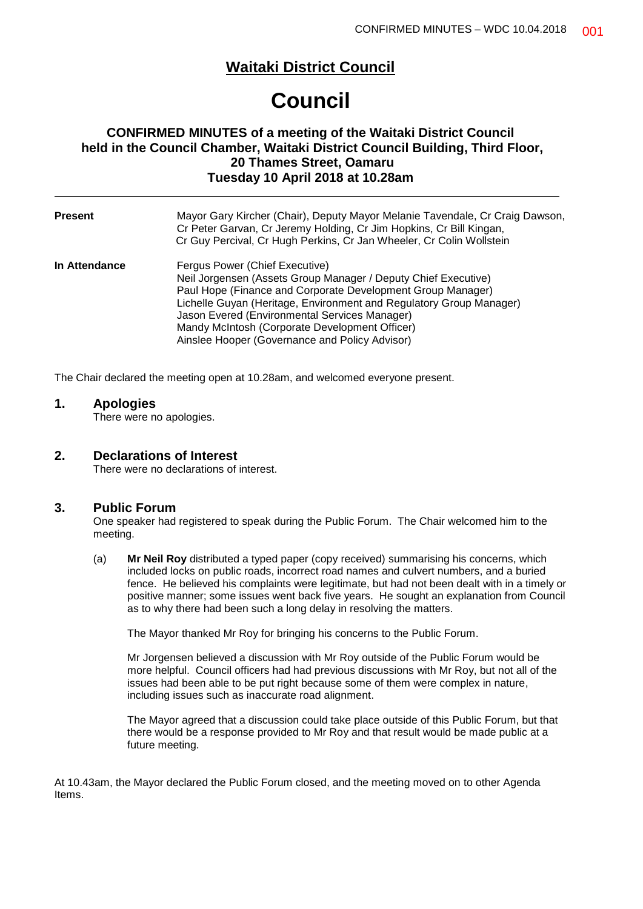# Waitaki District Council

# Council

### CONFIRMED MINUTES of a meeting of the Waitaki District Council held in the Council Chamber, Waitaki District Council Building, Third Floor, 20 Thames Street, Oamaru Tuesday 10 April 2018 at 10.28am

---

| | |
|---|---|
| **Present** | Mayor Gary Kircher (Chair), Deputy Mayor Melanie Tavendale, Cr Craig Dawson, Cr Peter Garvan, Cr Jeremy Holding, Cr Jim Hopkins, Cr Bill Kingan, Cr Guy Percival, Cr Hugh Perkins, Cr Jan Wheeler, Cr Colin Wollstein |
| **In Attendance** | Fergus Power (Chief Executive)<br>Neil Jorgensen (Assets Group Manager / Deputy Chief Executive)<br>Paul Hope (Finance and Corporate Development Group Manager)<br>Lichelle Guyan (Heritage, Environment and Regulatory Group Manager)<br>Jason Evered (Environmental Services Manager)<br>Mandy McIntosh (Corporate Development Officer)<br>Ainslee Hooper (Governance and Policy Advisor) |

The Chair declared the meeting open at 10.28am, and welcomed everyone present.

## 1. Apologies

There were no apologies.

## 2. Declarations of Interest

There were no declarations of interest.

## 3. Public Forum

One speaker had registered to speak during the Public Forum. The Chair welcomed him to the meeting.

(a) **Mr Neil Roy** distributed a typed paper (copy received) summarising his concerns, which included locks on public roads, incorrect road names and culvert numbers, and a buried fence. He believed his complaints were legitimate, but had not been dealt with in a timely or positive manner; some issues went back five years. He sought an explanation from Council as to why there had been such a long delay in resolving the matters.

The Mayor thanked Mr Roy for bringing his concerns to the Public Forum.

Mr Jorgensen believed a discussion with Mr Roy outside of the Public Forum would be more helpful. Council officers had had previous discussions with Mr Roy, but not all of the issues had been able to be put right because some of them were complex in nature, including issues such as inaccurate road alignment.

The Mayor agreed that a discussion could take place outside of this Public Forum, but that there would be a response provided to Mr Roy and that result would be made public at a future meeting.

At 10.43am, the Mayor declared the Public Forum closed, and the meeting moved on to other Agenda Items.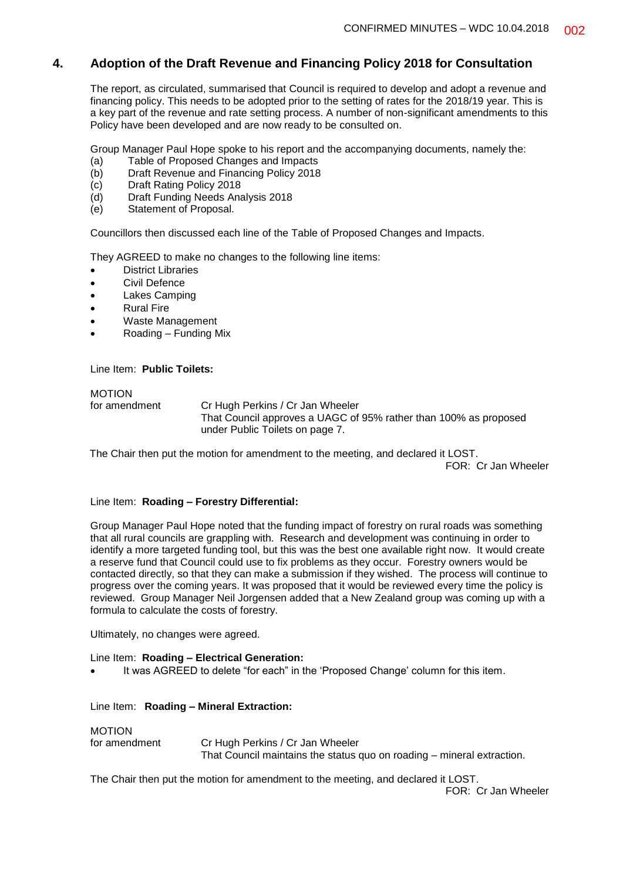## 4. Adoption of the Draft Revenue and Financing Policy 2018 for Consultation

The report, as circulated, summarised that Council is required to develop and adopt a revenue and financing policy. This needs to be adopted prior to the setting of rates for the 2018/19 year. This is a key part of the revenue and rate setting process. A number of non-significant amendments to this Policy have been developed and are now ready to be consulted on.

Group Manager Paul Hope spoke to his report and the accompanying documents, namely the:

(a) Table of Proposed Changes and Impacts
(b) Draft Revenue and Financing Policy 2018
(c) Draft Rating Policy 2018
(d) Draft Funding Needs Analysis 2018
(e) Statement of Proposal.

Councillors then discussed each line of the Table of Proposed Changes and Impacts.

They AGREED to make no changes to the following line items:

- District Libraries
- Civil Defence
- Lakes Camping
- Rural Fire
- Waste Management
- Roading – Funding Mix

Line Item: **Public Toilets:**

MOTION
for amendment — Cr Hugh Perkins / Cr Jan Wheeler
That Council approves a UAGC of 95% rather than 100% as proposed under Public Toilets on page 7.

The Chair then put the motion for amendment to the meeting, and declared it LOST.
FOR: Cr Jan Wheeler

Line Item: **Roading – Forestry Differential:**

Group Manager Paul Hope noted that the funding impact of forestry on rural roads was something that all rural councils are grappling with. Research and development was continuing in order to identify a more targeted funding tool, but this was the best one available right now. It would create a reserve fund that Council could use to fix problems as they occur. Forestry owners would be contacted directly, so that they can make a submission if they wished. The process will continue to progress over the coming years. It was proposed that it would be reviewed every time the policy is reviewed. Group Manager Neil Jorgensen added that a New Zealand group was coming up with a formula to calculate the costs of forestry.

Ultimately, no changes were agreed.

Line Item: **Roading – Electrical Generation:**

- It was AGREED to delete "for each" in the 'Proposed Change' column for this item.

Line Item: **Roading – Mineral Extraction:**

MOTION
for amendment — Cr Hugh Perkins / Cr Jan Wheeler
That Council maintains the status quo on roading – mineral extraction.

The Chair then put the motion for amendment to the meeting, and declared it LOST.
FOR: Cr Jan Wheeler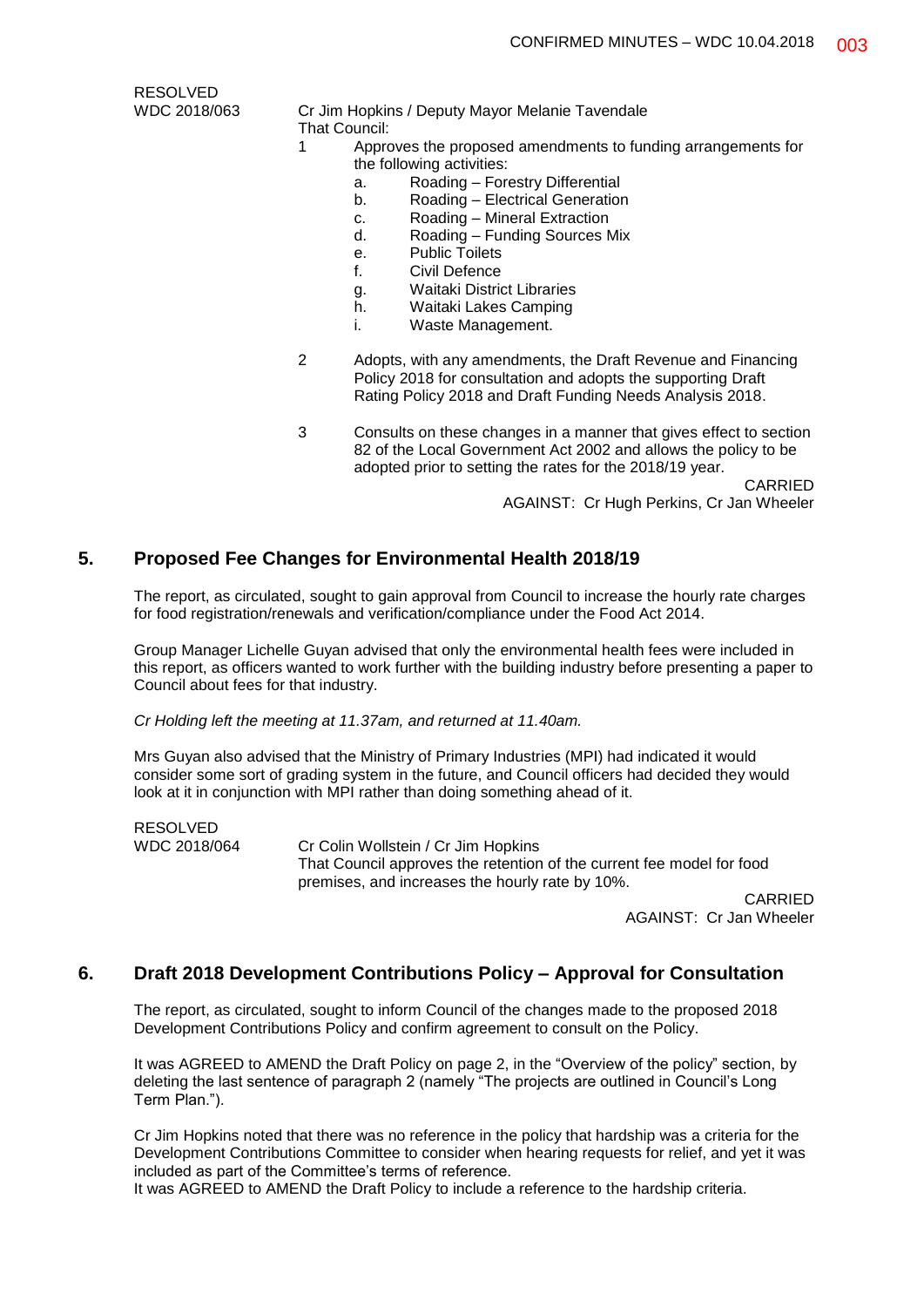RESOLVED
WDC 2018/063

Cr Jim Hopkins / Deputy Mayor Melanie Tavendale
That Council:

1. Approves the proposed amendments to funding arrangements for the following activities:
   a. Roading – Forestry Differential
   b. Roading – Electrical Generation
   c. Roading – Mineral Extraction
   d. Roading – Funding Sources Mix
   e. Public Toilets
   f. Civil Defence
   g. Waitaki District Libraries
   h. Waitaki Lakes Camping
   i. Waste Management.

2. Adopts, with any amendments, the Draft Revenue and Financing Policy 2018 for consultation and adopts the supporting Draft Rating Policy 2018 and Draft Funding Needs Analysis 2018.

3. Consults on these changes in a manner that gives effect to section 82 of the Local Government Act 2002 and allows the policy to be adopted prior to setting the rates for the 2018/19 year.

CARRIED
AGAINST: Cr Hugh Perkins, Cr Jan Wheeler

## 5. Proposed Fee Changes for Environmental Health 2018/19

The report, as circulated, sought to gain approval from Council to increase the hourly rate charges for food registration/renewals and verification/compliance under the Food Act 2014.

Group Manager Lichelle Guyan advised that only the environmental health fees were included in this report, as officers wanted to work further with the building industry before presenting a paper to Council about fees for that industry.

*Cr Holding left the meeting at 11.37am, and returned at 11.40am.*

Mrs Guyan also advised that the Ministry of Primary Industries (MPI) had indicated it would consider some sort of grading system in the future, and Council officers had decided they would look at it in conjunction with MPI rather than doing something ahead of it.

RESOLVED
WDC 2018/064

Cr Colin Wollstein / Cr Jim Hopkins
That Council approves the retention of the current fee model for food premises, and increases the hourly rate by 10%.

CARRIED
AGAINST: Cr Jan Wheeler

## 6. Draft 2018 Development Contributions Policy – Approval for Consultation

The report, as circulated, sought to inform Council of the changes made to the proposed 2018 Development Contributions Policy and confirm agreement to consult on the Policy.

It was AGREED to AMEND the Draft Policy on page 2, in the "Overview of the policy" section, by deleting the last sentence of paragraph 2 (namely "The projects are outlined in Council's Long Term Plan.").

Cr Jim Hopkins noted that there was no reference in the policy that hardship was a criteria for the Development Contributions Committee to consider when hearing requests for relief, and yet it was included as part of the Committee's terms of reference.
It was AGREED to AMEND the Draft Policy to include a reference to the hardship criteria.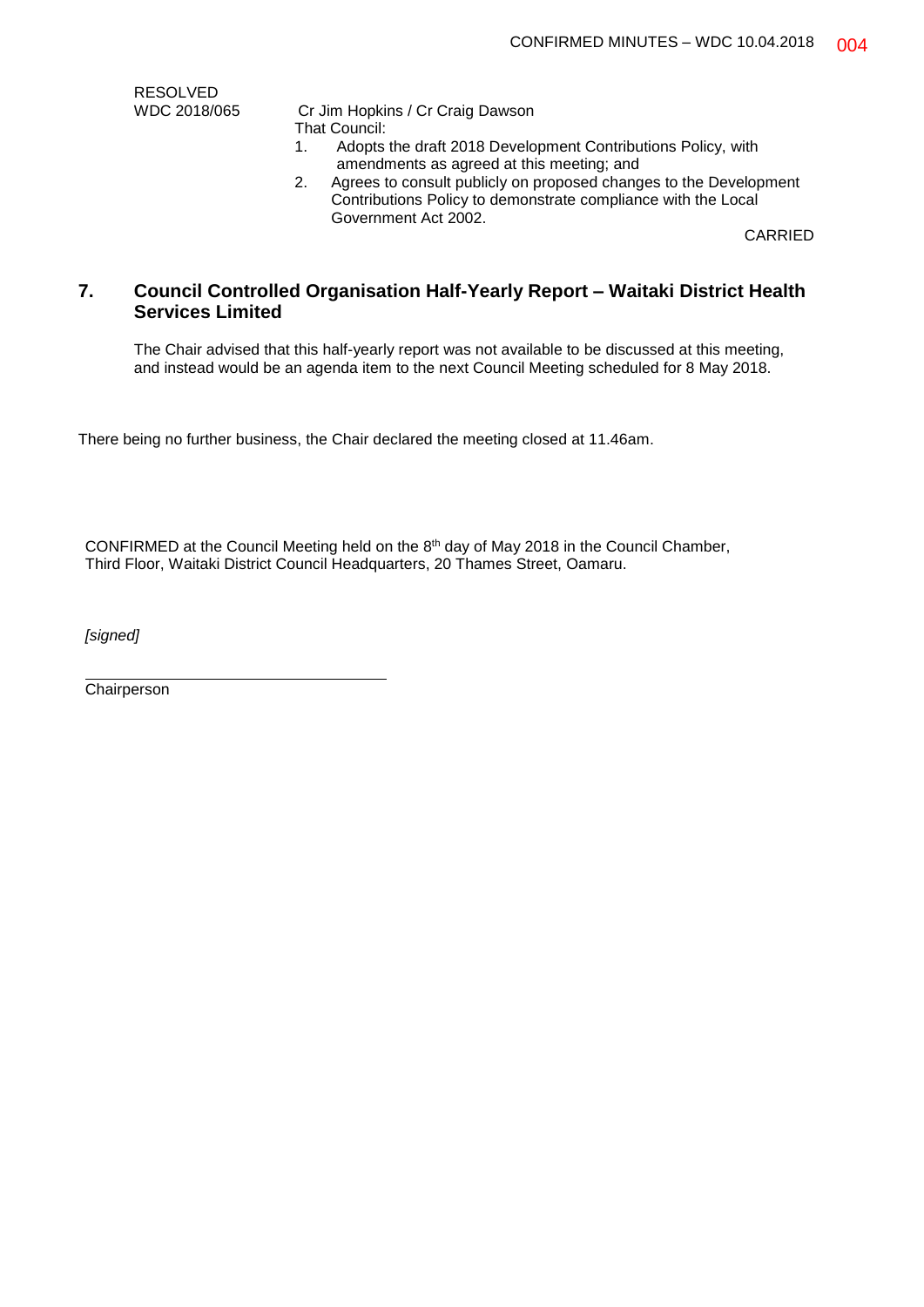RESOLVED
WDC 2018/065

Cr Jim Hopkins / Cr Craig Dawson
That Council:

1. Adopts the draft 2018 Development Contributions Policy, with amendments as agreed at this meeting; and
2. Agrees to consult publicly on proposed changes to the Development Contributions Policy to demonstrate compliance with the Local Government Act 2002.

CARRIED

## 7. Council Controlled Organisation Half-Yearly Report – Waitaki District Health Services Limited

The Chair advised that this half-yearly report was not available to be discussed at this meeting, and instead would be an agenda item to the next Council Meeting scheduled for 8 May 2018.

There being no further business, the Chair declared the meeting closed at 11.46am.

CONFIRMED at the Council Meeting held on the 8th day of May 2018 in the Council Chamber, Third Floor, Waitaki District Council Headquarters, 20 Thames Street, Oamaru.

*[signed]*

Chairperson